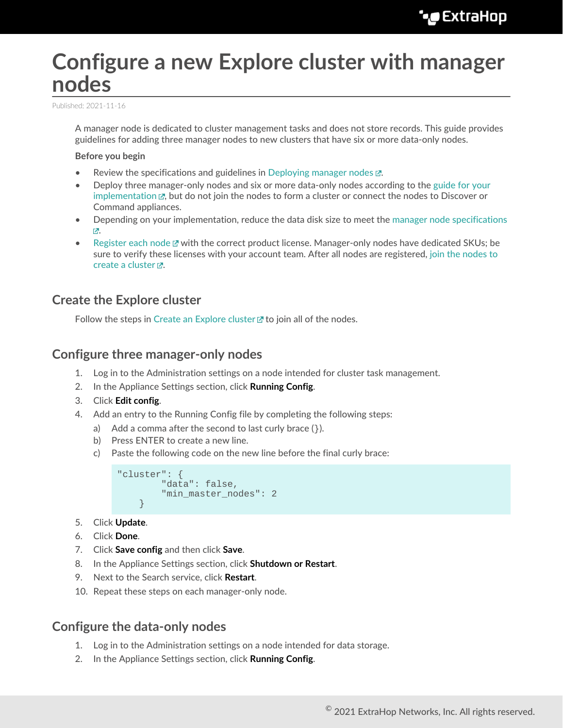# Configure a new Explore cluster with manager nodes

Published: 2021-11-16

A manager node is dedicated to cluster management tasks and does not store records. This guide provides guidelines for adding three manager nodes to new clusters that have six or more data-only nodes.

**Before you begin**

- Review the specifications and guidelines in Deploying manager nodes.
- Deploy three manager-only nodes and six or more data-only nodes according to the guide for your implementation, but do not join the nodes to form a cluster or connect the nodes to Discover or Command appliances.
- Depending on your implementation, reduce the data disk size to meet the manager node specifications.
- Register each node with the correct product license. Manager-only nodes have dedicated SKUs; be sure to verify these licenses with your account team. After all nodes are registered, join the nodes to create a cluster.

## Create the Explore cluster

Follow the steps in Create an Explore cluster to join all of the nodes.

## Configure three manager-only nodes

1. Log in to the Administration settings on a node intended for cluster task management.
2. In the Appliance Settings section, click **Running Config**.
3. Click **Edit config**.
4. Add an entry to the Running Config file by completing the following steps:
   a) Add a comma after the second to last curly brace (}).
   b) Press ENTER to create a new line.
   c) Paste the following code on the new line before the final curly brace:

   ```
   "cluster": {
           "data": false,
           "min_master_nodes": 2
       }
   ```

5. Click **Update**.
6. Click **Done**.
7. Click **Save config** and then click **Save**.
8. In the Appliance Settings section, click **Shutdown or Restart**.
9. Next to the Search service, click **Restart**.
10. Repeat these steps on each manager-only node.

## Configure the data-only nodes

1. Log in to the Administration settings on a node intended for data storage.
2. In the Appliance Settings section, click **Running Config**.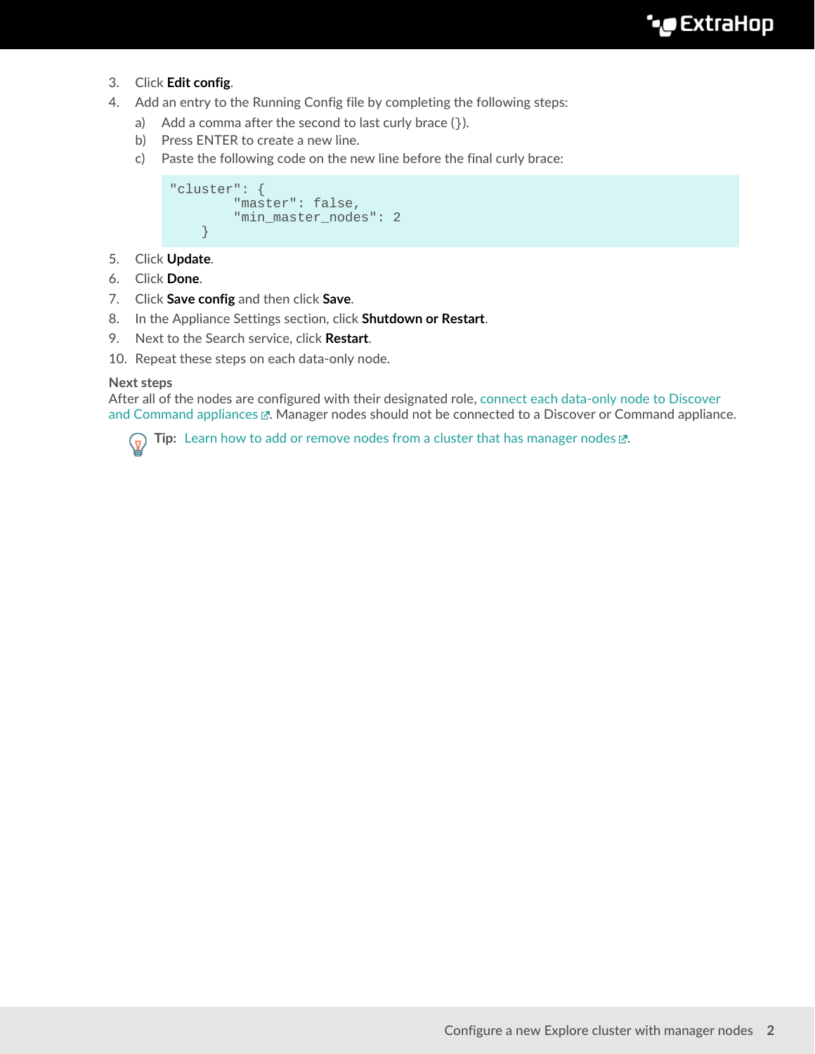3. Click **Edit config**.
4. Add an entry to the Running Config file by completing the following steps:
   a) Add a comma after the second to last curly brace (}).
   b) Press ENTER to create a new line.
   c) Paste the following code on the new line before the final curly brace:

   ```
   "cluster": {
           "master": false,
           "min_master_nodes": 2
       }
   ```
5. Click **Update**.
6. Click **Done**.
7. Click **Save config** and then click **Save**.
8. In the Appliance Settings section, click **Shutdown or Restart**.
9. Next to the Search service, click **Restart**.
10. Repeat these steps on each data-only node.

**Next steps**

After all of the nodes are configured with their designated role, connect each data-only node to Discover and Command appliances. Manager nodes should not be connected to a Discover or Command appliance.

**Tip:** Learn how to add or remove nodes from a cluster that has manager nodes.